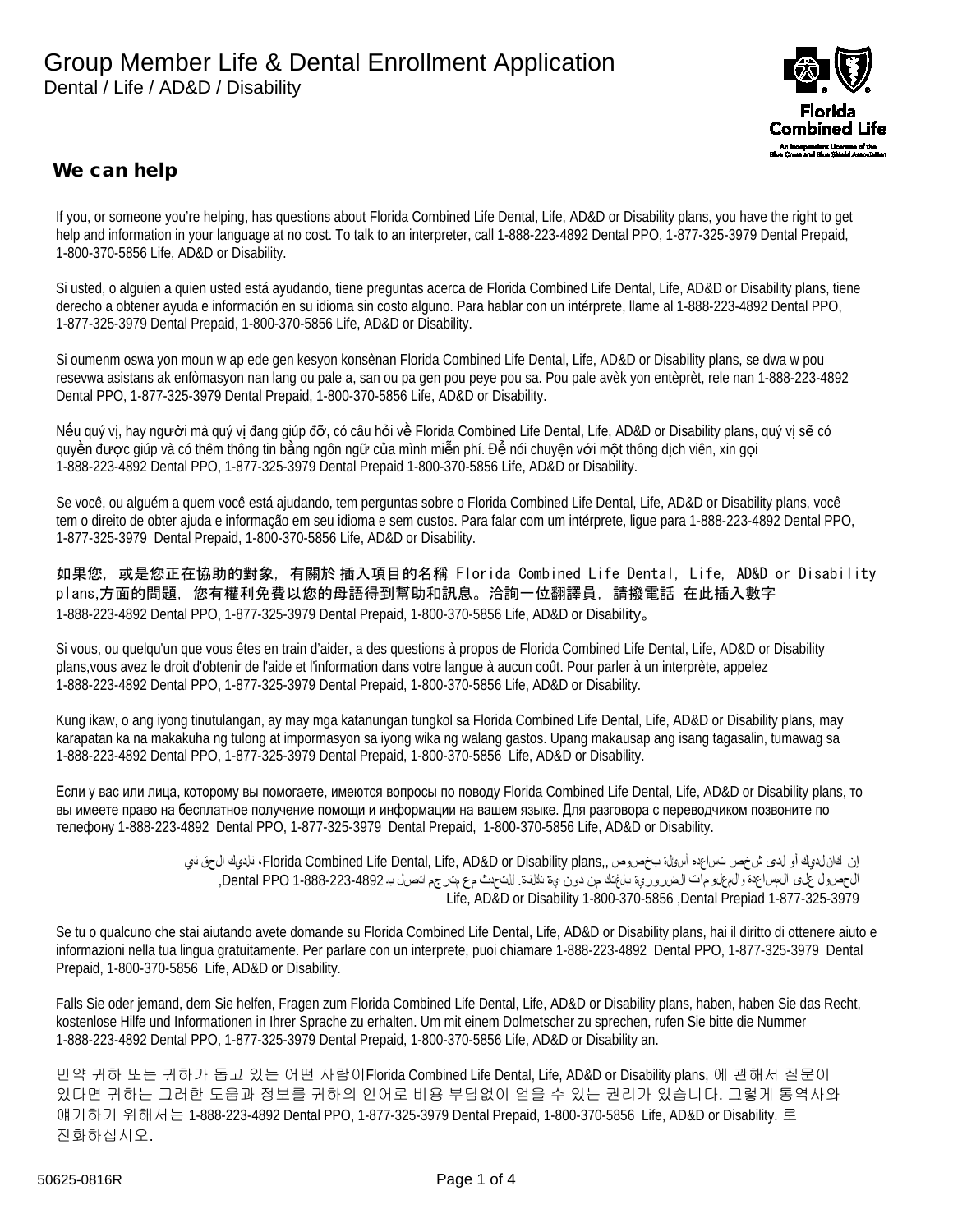# Group Member Life & Dental Enrollment Application

Dental / Life / AD&D / Disability

Florida Combined Life

An Independent Licensee of the Blue Cross and Blue Shield Association

## We can help

If you, or someone you're helping, has questions about Florida Combined Life Dental, Life, AD&D or Disability plans, you have the right to get help and information in your language at no cost. To talk to an interpreter, call 1-888-223-4892 Dental PPO, 1-877-325-3979 Dental Prepaid, 1-800-370-5856 Life, AD&D or Disability.

Si usted, o alguien a quien usted está ayudando, tiene preguntas acerca de Florida Combined Life Dental, Life, AD&D or Disability plans, tiene derecho a obtener ayuda e información en su idioma sin costo alguno. Para hablar con un intérprete, llame al 1-888-223-4892 Dental PPO, 1-877-325-3979 Dental Prepaid, 1-800-370-5856 Life, AD&D or Disability.

Si oumenm oswa yon moun w ap ede gen kesyon konsènan Florida Combined Life Dental, Life, AD&D or Disability plans, se dwa w pou resevwa asistans ak enfòmasyon nan lang ou pale a, san ou pa gen pou peye pou sa. Pou pale avèk yon entèprèt, rele nan 1-888-223-4892 Dental PPO, 1-877-325-3979 Dental Prepaid, 1-800-370-5856 Life, AD&D or Disability.

Nếu quý vị, hay người mà quý vị đang giúp đỡ, có câu hỏi về Florida Combined Life Dental, Life, AD&D or Disability plans, quý vị sẽ có quyền được giúp và có thêm thông tin bằng ngôn ngữ của mình miễn phí. Để nói chuyện với một thông dịch viên, xin gọi 1-888-223-4892 Dental PPO, 1-877-325-3979 Dental Prepaid 1-800-370-5856 Life, AD&D or Disability.

Se você, ou alguém a quem você está ajudando, tem perguntas sobre o Florida Combined Life Dental, Life, AD&D or Disability plans, você tem o direito de obter ajuda e informação em seu idioma e sem custos. Para falar com um intérprete, ligue para 1-888-223-4892 Dental PPO, 1-877-325-3979 Dental Prepaid, 1-800-370-5856 Life, AD&D or Disability.

如果您，或是您正在協助的對象，有關於 插入項目的名稱 Florida Combined Life Dental, Life, AD&D or Disability plans,方面的問題，您有權利免費以您的母語得到幫助和訊息。洽詢一位翻譯員，請撥電話 在此插入數字 1-888-223-4892 Dental PPO, 1-877-325-3979 Dental Prepaid, 1-800-370-5856 Life, AD&D or Disability。

Si vous, ou quelqu'un que vous êtes en train d'aider, a des questions à propos de Florida Combined Life Dental, Life, AD&D or Disability plans,vous avez le droit d'obtenir de l'aide et l'information dans votre langue à aucun coût. Pour parler à un interprète, appelez 1-888-223-4892 Dental PPO, 1-877-325-3979 Dental Prepaid, 1-800-370-5856 Life, AD&D or Disability.

Kung ikaw, o ang iyong tinutulangan, ay may mga katanungan tungkol sa Florida Combined Life Dental, Life, AD&D or Disability plans, may karapatan ka na makakuha ng tulong at impormasyon sa iyong wika ng walang gastos. Upang makausap ang isang tagasalin, tumawag sa 1-888-223-4892 Dental PPO, 1-877-325-3979 Dental Prepaid, 1-800-370-5856 Life, AD&D or Disability.

Если у вас или лица, которому вы помогаете, имеются вопросы по поводу Florida Combined Life Dental, Life, AD&D or Disability plans, то вы имеете право на бесплатное получение помощи и информации на вашем языке. Для разговора с переводчиком позвоните по телефону 1-888-223-4892 Dental PPO, 1-877-325-3979 Dental Prepaid, 1-800-370-5856 Life, AD&D or Disability.

إن كان لديك أو لدى شخص تساعده أسئلة بخصوص ,Florida Combined Life Dental, Life, AD&D or Disability plans، لديك الحق في الحصول على المساعدة والمعلومات الضرورية بلغتك من دون اية تكلفة. للتحدث مع مترجم اتصل بـ Dental PPO 1-888-223-4892, Dental Prepiad 1-877-325-3979, Life, AD&D or Disability 1-800-370-5856

Se tu o qualcuno che stai aiutando avete domande su Florida Combined Life Dental, Life, AD&D or Disability plans, hai il diritto di ottenere aiuto e informazioni nella tua lingua gratuitamente. Per parlare con un interprete, puoi chiamare 1-888-223-4892 Dental PPO, 1-877-325-3979 Dental Prepaid, 1-800-370-5856 Life, AD&D or Disability.

Falls Sie oder jemand, dem Sie helfen, Fragen zum Florida Combined Life Dental, Life, AD&D or Disability plans, haben, haben Sie das Recht, kostenlose Hilfe und Informationen in Ihrer Sprache zu erhalten. Um mit einem Dolmetscher zu sprechen, rufen Sie bitte die Nummer 1-888-223-4892 Dental PPO, 1-877-325-3979 Dental Prepaid, 1-800-370-5856 Life, AD&D or Disability an.

만약 귀하 또는 귀하가 돕고 있는 어떤 사람이Florida Combined Life Dental, Life, AD&D or Disability plans, 에 관해서 질문이 있다면 귀하는 그러한 도움과 정보를 귀하의 언어로 비용 부담없이 얻을 수 있는 권리가 있습니다. 그렇게 통역사와 얘기하기 위해서는 1-888-223-4892 Dental PPO, 1-877-325-3979 Dental Prepaid, 1-800-370-5856 Life, AD&D or Disability. 로 전화하십시오.

50625-0816R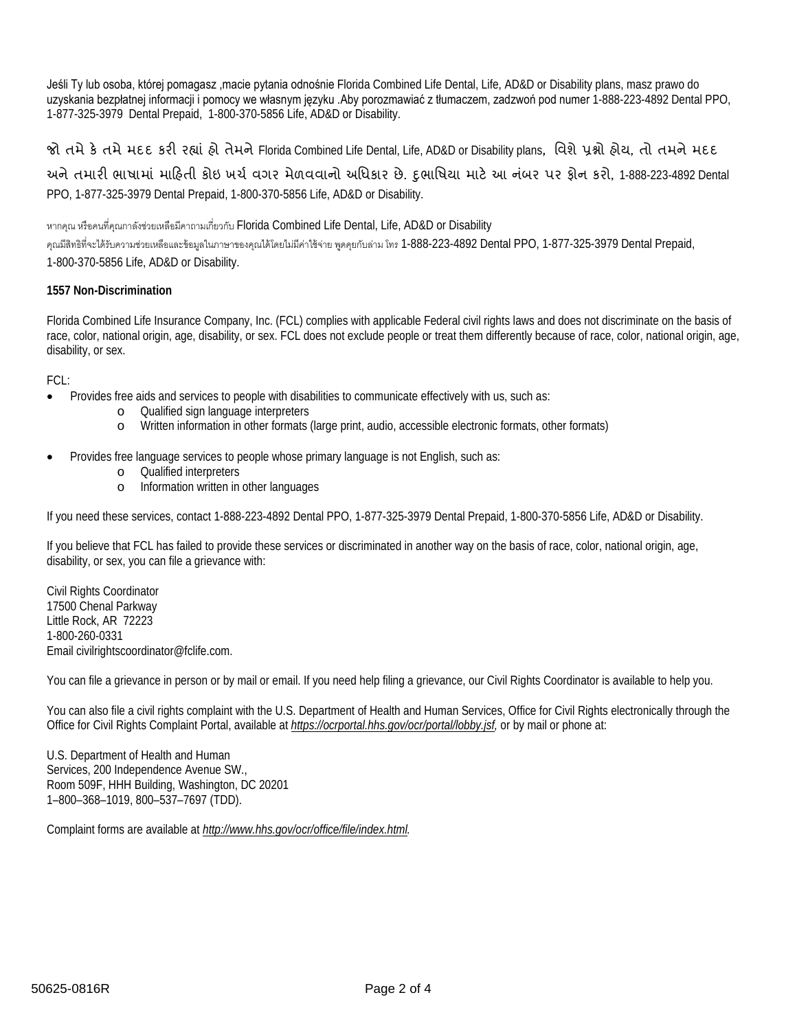Jeśli Ty lub osoba, której pomagasz ,macie pytania odnośnie Florida Combined Life Dental, Life, AD&D or Disability plans, masz prawo do uzyskania bezpłatnej informacji i pomocy we własnym języku .Aby porozmawiać z tłumaczem, zadzwoń pod numer 1-888-223-4892 Dental PPO, 1-877-325-3979 Dental Prepaid, 1-800-370-5856 Life, AD&D or Disability.

જો તમે કે તમે મદદ કરી રહ્યાં હો તેમને Florida Combined Life Dental, Life, AD&D or Disability plans, વિશે પ્રશ્નો હોય, તો તમને મદદ અને તમારી ભાષામાં માહિતી કોઇ ખર્ચ વગર મેળવવાનો અધિકાર છે. દુભાષિયા માટે આ નંબર પર ફોન કરો, 1-888-223-4892 Dental PPO, 1-877-325-3979 Dental Prepaid, 1-800-370-5856 Life, AD&D or Disability.

หากคุณ หรือคนที่คุณกาลังช่วยเหลือมีคาถามเกี่ยวกับ Florida Combined Life Dental, Life, AD&D or Disability คุณมีสิทธิที่จะได้รับความช่วยเหลือและข้อมูลในภาษาของคุณได้โดยไม่มีค่าใช้จ่าย พูดคุยกับล่าม โทร 1-888-223-4892 Dental PPO, 1-877-325-3979 Dental Prepaid, 1-800-370-5856 Life, AD&D or Disability.

**1557 Non-Discrimination**

Florida Combined Life Insurance Company, Inc. (FCL) complies with applicable Federal civil rights laws and does not discriminate on the basis of race, color, national origin, age, disability, or sex. FCL does not exclude people or treat them differently because of race, color, national origin, age, disability, or sex.

FCL:

- Provides free aids and services to people with disabilities to communicate effectively with us, such as:
  - Qualified sign language interpreters
  - Written information in other formats (large print, audio, accessible electronic formats, other formats)
- Provides free language services to people whose primary language is not English, such as:
  - Qualified interpreters
  - Information written in other languages

If you need these services, contact 1-888-223-4892 Dental PPO, 1-877-325-3979 Dental Prepaid, 1-800-370-5856 Life, AD&D or Disability.

If you believe that FCL has failed to provide these services or discriminated in another way on the basis of race, color, national origin, age, disability, or sex, you can file a grievance with:

Civil Rights Coordinator
17500 Chenal Parkway
Little Rock, AR 72223
1-800-260-0331
Email civilrightscoordinator@fclife.com.

You can file a grievance in person or by mail or email. If you need help filing a grievance, our Civil Rights Coordinator is available to help you.

You can also file a civil rights complaint with the U.S. Department of Health and Human Services, Office for Civil Rights electronically through the Office for Civil Rights Complaint Portal, available at *https://ocrportal.hhs.gov/ocr/portal/lobby.jsf,* or by mail or phone at:

U.S. Department of Health and Human
Services, 200 Independence Avenue SW.,
Room 509F, HHH Building, Washington, DC 20201
1–800–368–1019, 800–537–7697 (TDD).

Complaint forms are available at *http://www.hhs.gov/ocr/office/file/index.html.*

50625-0816R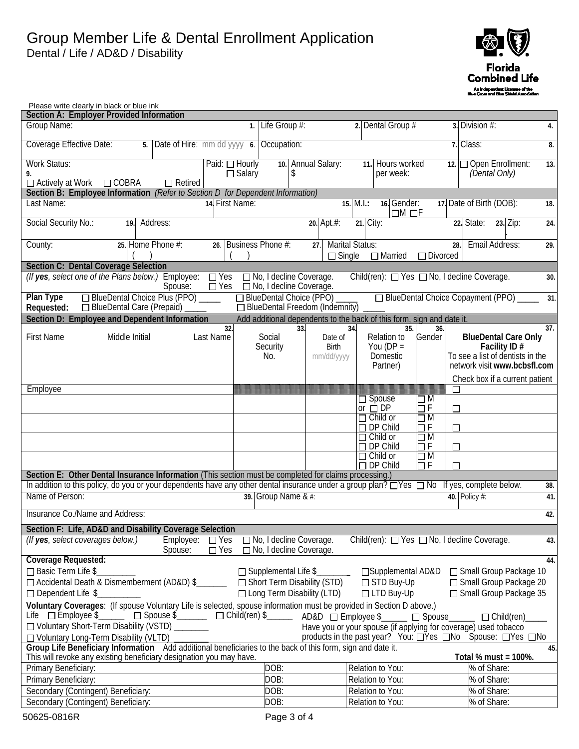# Group Member Life & Dental Enrollment Application

Dental / Life / AD&D / Disability

**Florida Combined Life**
An Independent Licensee of the Blue Cross and Blue Shield Association

Please write clearly in black or blue ink

## Section A: Employer Provided Information

| Group Name: 1. | Life Group #: 2. | Dental Group # 3. | Division #: 4. |
|---|---|---|---|
| Coverage Effective Date: 5. | Date of Hire: mm dd yyyy 6. | Occupation: 7. | Class: 8. |
| Work Status: 9. ☐ Actively at Work ☐ COBRA ☐ Retired | Paid: ☐ Hourly ☐ Salary 10. | Annual Salary: $ 11. | Hours worked per week: 12. | ☐ Open Enrollment: *(Dental Only)* 13. |

## Section B: Employee Information *(Refer to Section D for Dependent Information)*

| Last Name: 14. | First Name: 15. | M.I.: 16. | Gender: ☐M ☐F 17. | Date of Birth (DOB): 18. |
|---|---|---|---|---|
| Social Security No.: 19. | Address: 20. | Apt.#: 21. | City: 22. | State: 23. Zip: 24. |
| County: 25. | Home Phone #: ( ) 26. | Business Phone #: ( ) 27. | Marital Status: ☐ Single ☐ Married ☐ Divorced 28. | Email Address: 29. |

## Section C: Dental Coverage Selection

*(If **yes**, select one of the Plans below.)* Employee: ☐ Yes ☐ No, I decline Coverage. Child(ren): ☐ Yes ☐ No, I decline Coverage. 30.
Spouse: ☐ Yes ☐ No, I decline Coverage.

**Plan Type Requested:** ☐ BlueDental Choice Plus (PPO) _____ ☐ BlueDental Choice (PPO) _____ ☐ BlueDental Choice Copayment (PPO) _____ 31.
☐ BlueDental Care (Prepaid) _____ ☐ BlueDental Freedom (Indemnity) _____

## Section D: Employee and Dependent Information

Add additional dependents to the back of this form, sign and date it.

| First Name | Middle Initial | Last Name 32. | Social Security No. 33. | Date of Birth mm/dd/yyyy 34. | Relation to You (DP = Domestic Partner) 35. | Gender 36. | BlueDental Care Only Facility ID # To see a list of dentists in the network visit **www.bcbsfl.com** Check box if a current patient 37. |
|---|---|---|---|---|---|---|---|
| Employee | | | | | | | ☐ |
| | | | | | ☐ Spouse or ☐ DP | ☐ M ☐ F | ☐ |
| | | | | | ☐ Child or ☐ DP Child | ☐ M ☐ F | ☐ |
| | | | | | ☐ Child or ☐ DP Child | ☐ M ☐ F | ☐ |
| | | | | | ☐ Child or ☐ DP Child | ☐ M ☐ F | ☐ |

## Section E: Other Dental Insurance Information (This section must be completed for claims processing.)

In addition to this policy, do you or your dependents have any other dental insurance under a group plan? ☐Yes ☐ No If yes, complete below. 38.

| Name of Person: 39. | Group Name & #: 40. | Policy #: 41. |
|---|---|---|
| Insurance Co./Name and Address: 42. | | |

## Section F: Life, AD&D and Disability Coverage Selection

*(If **yes**, select coverages below.)* Employee: ☐ Yes ☐ No, I decline Coverage. Child(ren): ☐ Yes ☐ No, I decline Coverage. 43.
Spouse: ☐ Yes ☐ No, I decline Coverage.

**Coverage Requested:** 44.

☐ Basic Term Life $_________ ☐ Supplemental Life $_______ ☐Supplemental AD&D ☐ Small Group Package 10
☐ Accidental Death & Dismemberment (AD&D) $_______ ☐ Short Term Disability (STD) ☐ STD Buy-Up ☐ Small Group Package 20
☐ Dependent Life $__________ ☐ Long Term Disability (LTD) ☐ LTD Buy-Up ☐ Small Group Package 35

**Voluntary Coverages**: (If spouse Voluntary Life is selected, spouse information must be provided in Section D above.)
Life ☐ Employee $______ ☐ Spouse $_______ ☐ Child(ren) $______ AD&D ☐ Employee $______ ☐ Spouse______ ☐ Child(ren)_____
☐ Voluntary Short-Term Disability (VSTD) ________ Have you or your spouse (if applying for coverage) used tobacco products in the past year? You: ☐Yes ☐No Spouse: ☐Yes ☐No
☐ Voluntary Long-Term Disability (VLTD) ________

**Group Life Beneficiary Information** Add additional beneficiaries to the back of this form, sign and date it. 45.
This will revoke any existing beneficiary designation you may have. **Total % must = 100%.**

| Beneficiary | DOB | Relation to You | % of Share |
|---|---|---|---|
| Primary Beneficiary: | DOB: | Relation to You: | % of Share: |
| Primary Beneficiary: | DOB: | Relation to You: | % of Share: |
| Secondary (Contingent) Beneficiary: | DOB: | Relation to You: | % of Share: |
| Secondary (Contingent) Beneficiary: | DOB: | Relation to You: | % of Share: |

50625-0816R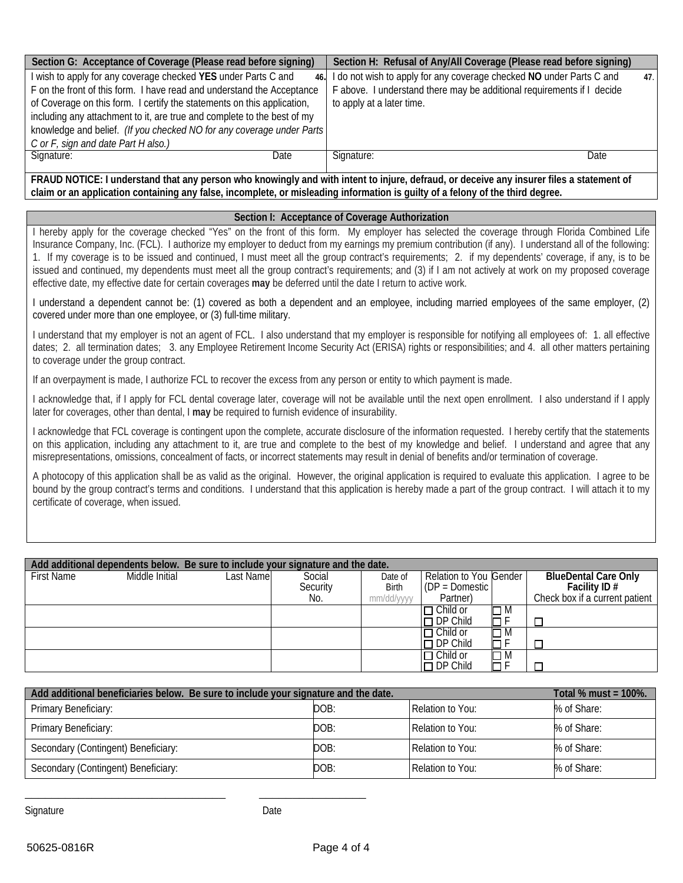| Section G: Acceptance of Coverage (Please read before signing) | Section H: Refusal of Any/All Coverage (Please read before signing) |
|---|---|
| I wish to apply for any coverage checked **YES** under Parts C and F on the front of this form. I have read and understand the Acceptance of Coverage on this form. I certify the statements on this application, including any attachment to it, are true and complete to the best of my knowledge and belief. *(If you checked NO for any coverage under Parts C or F, sign and date Part H also.)* **46.** | I do not wish to apply for any coverage checked **NO** under Parts C and F above. I understand there may be additional requirements if I decide to apply at a later time. **47**. |
| Signature: Date | Signature: Date |

**FRAUD NOTICE: I understand that any person who knowingly and with intent to injure, defraud, or deceive any insurer files a statement of claim or an application containing any false, incomplete, or misleading information is guilty of a felony of the third degree.**

## Section I: Acceptance of Coverage Authorization

I hereby apply for the coverage checked "Yes" on the front of this form. My employer has selected the coverage through Florida Combined Life Insurance Company, Inc. (FCL). I authorize my employer to deduct from my earnings my premium contribution (if any). I understand all of the following: 1. If my coverage is to be issued and continued, I must meet all the group contract's requirements; 2. if my dependents' coverage, if any, is to be issued and continued, my dependents must meet all the group contract's requirements; and (3) if I am not actively at work on my proposed coverage effective date, my effective date for certain coverages **may** be deferred until the date I return to active work.

I understand a dependent cannot be: (1) covered as both a dependent and an employee, including married employees of the same employer, (2) covered under more than one employee, or (3) full-time military.

I understand that my employer is not an agent of FCL. I also understand that my employer is responsible for notifying all employees of: 1. all effective dates; 2. all termination dates; 3. any Employee Retirement Income Security Act (ERISA) rights or responsibilities; and 4. all other matters pertaining to coverage under the group contract.

If an overpayment is made, I authorize FCL to recover the excess from any person or entity to which payment is made.

I acknowledge that, if I apply for FCL dental coverage later, coverage will not be available until the next open enrollment. I also understand if I apply later for coverages, other than dental, I **may** be required to furnish evidence of insurability.

I acknowledge that FCL coverage is contingent upon the complete, accurate disclosure of the information requested. I hereby certify that the statements on this application, including any attachment to it, are true and complete to the best of my knowledge and belief. I understand and agree that any misrepresentations, omissions, concealment of facts, or incorrect statements may result in denial of benefits and/or termination of coverage.

A photocopy of this application shall be as valid as the original. However, the original application is required to evaluate this application. I agree to be bound by the group contract's terms and conditions. I understand that this application is hereby made a part of the group contract. I will attach it to my certificate of coverage, when issued.

**Add additional dependents below. Be sure to include your signature and the date.**

| First Name | Middle Initial | Last Name | Social Security No. | Date of Birth mm/dd/yyyy | Relation to You (DP = Domestic Partner) | Gender | **BlueDental Care Only Facility ID #** Check box if a current patient |
|---|---|---|---|---|---|---|---|
| | | | | | ☐ Child or ☐ DP Child | ☐ M ☐ F | ☐ |
| | | | | | ☐ Child or ☐ DP Child | ☐ M ☐ F | ☐ |
| | | | | | ☐ Child or ☐ DP Child | ☐ M ☐ F | ☐ |

| Add additional beneficiaries below. Be sure to include your signature and the date. | | | Total % must = 100%. |
|---|---|---|---|
| Primary Beneficiary: | DOB: | Relation to You: | % of Share: |
| Primary Beneficiary: | DOB: | Relation to You: | % of Share: |
| Secondary (Contingent) Beneficiary: | DOB: | Relation to You: | % of Share: |
| Secondary (Contingent) Beneficiary: | DOB: | Relation to You: | % of Share: |

_______________________________________ ____________________

Signature Date

50625-0816R